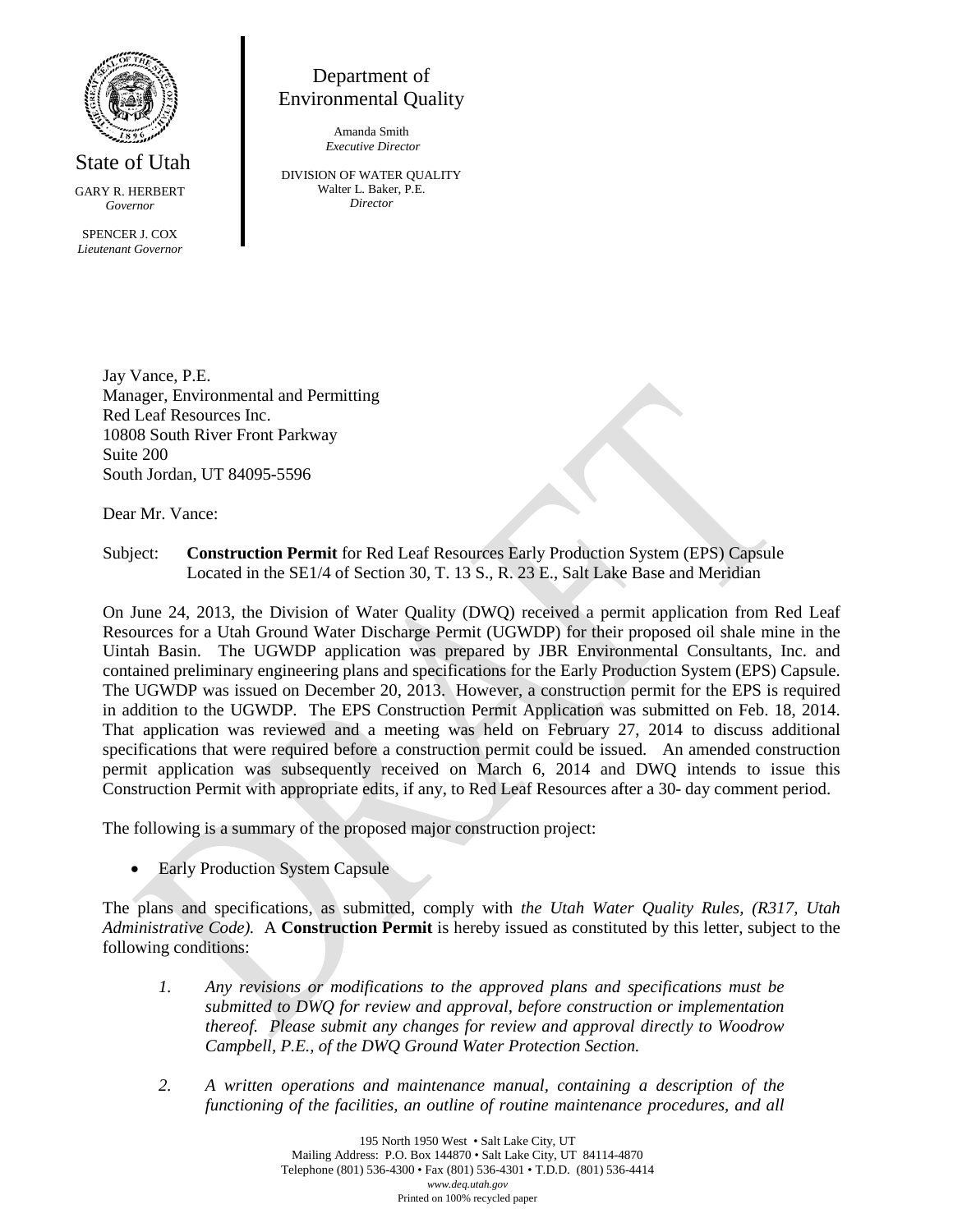State of Utah

GARY R. HERBERT
*Governor*

SPENCER J. COX
*Lieutenant Governor*

Department of
Environmental Quality

Amanda Smith
*Executive Director*

DIVISION OF WATER QUALITY
Walter L. Baker, P.E.
*Director*

Jay Vance, P.E.
Manager, Environmental and Permitting
Red Leaf Resources Inc.
10808 South River Front Parkway
Suite 200
South Jordan, UT 84095-5596

Dear Mr. Vance:

Subject: **Construction Permit** for Red Leaf Resources Early Production System (EPS) Capsule Located in the SE1/4 of Section 30, T. 13 S., R. 23 E., Salt Lake Base and Meridian

On June 24, 2013, the Division of Water Quality (DWQ) received a permit application from Red Leaf Resources for a Utah Ground Water Discharge Permit (UGWDP) for their proposed oil shale mine in the Uintah Basin. The UGWDP application was prepared by JBR Environmental Consultants, Inc. and contained preliminary engineering plans and specifications for the Early Production System (EPS) Capsule. The UGWDP was issued on December 20, 2013. However, a construction permit for the EPS is required in addition to the UGWDP. The EPS Construction Permit Application was submitted on Feb. 18, 2014. That application was reviewed and a meeting was held on February 27, 2014 to discuss additional specifications that were required before a construction permit could be issued. An amended construction permit application was subsequently received on March 6, 2014 and DWQ intends to issue this Construction Permit with appropriate edits, if any, to Red Leaf Resources after a 30- day comment period.

The following is a summary of the proposed major construction project:

- Early Production System Capsule

The plans and specifications, as submitted, comply with *the Utah Water Quality Rules, (R317, Utah Administrative Code).* A **Construction Permit** is hereby issued as constituted by this letter, subject to the following conditions:

1. *Any revisions or modifications to the approved plans and specifications must be submitted to DWQ for review and approval, before construction or implementation thereof. Please submit any changes for review and approval directly to Woodrow Campbell, P.E., of the DWQ Ground Water Protection Section.*

2. *A written operations and maintenance manual, containing a description of the functioning of the facilities, an outline of routine maintenance procedures, and all*

195 North 1950 West • Salt Lake City, UT
Mailing Address: P.O. Box 144870 • Salt Lake City, UT 84114-4870
Telephone (801) 536-4300 • Fax (801) 536-4301 • T.D.D. (801) 536-4414
*www.deq.utah.gov*
Printed on 100% recycled paper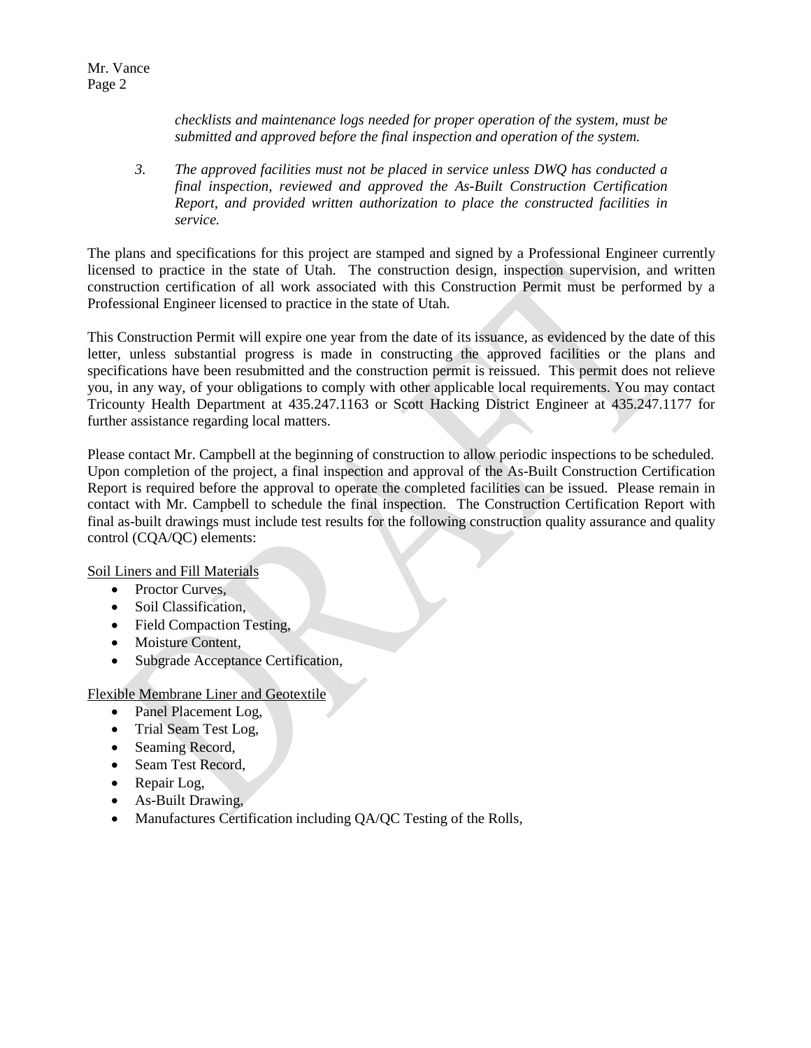*checklists and maintenance logs needed for proper operation of the system, must be submitted and approved before the final inspection and operation of the system.*

3. *The approved facilities must not be placed in service unless DWQ has conducted a final inspection, reviewed and approved the As-Built Construction Certification Report, and provided written authorization to place the constructed facilities in service.*

The plans and specifications for this project are stamped and signed by a Professional Engineer currently licensed to practice in the state of Utah. The construction design, inspection supervision, and written construction certification of all work associated with this Construction Permit must be performed by a Professional Engineer licensed to practice in the state of Utah.

This Construction Permit will expire one year from the date of its issuance, as evidenced by the date of this letter, unless substantial progress is made in constructing the approved facilities or the plans and specifications have been resubmitted and the construction permit is reissued. This permit does not relieve you, in any way, of your obligations to comply with other applicable local requirements. You may contact Tricounty Health Department at 435.247.1163 or Scott Hacking District Engineer at 435.247.1177 for further assistance regarding local matters.

Please contact Mr. Campbell at the beginning of construction to allow periodic inspections to be scheduled. Upon completion of the project, a final inspection and approval of the As-Built Construction Certification Report is required before the approval to operate the completed facilities can be issued. Please remain in contact with Mr. Campbell to schedule the final inspection. The Construction Certification Report with final as-built drawings must include test results for the following construction quality assurance and quality control (CQA/QC) elements:

Soil Liners and Fill Materials

- Proctor Curves,
- Soil Classification,
- Field Compaction Testing,
- Moisture Content,
- Subgrade Acceptance Certification,

Flexible Membrane Liner and Geotextile

- Panel Placement Log,
- Trial Seam Test Log,
- Seaming Record,
- Seam Test Record,
- Repair Log,
- As-Built Drawing,
- Manufactures Certification including QA/QC Testing of the Rolls,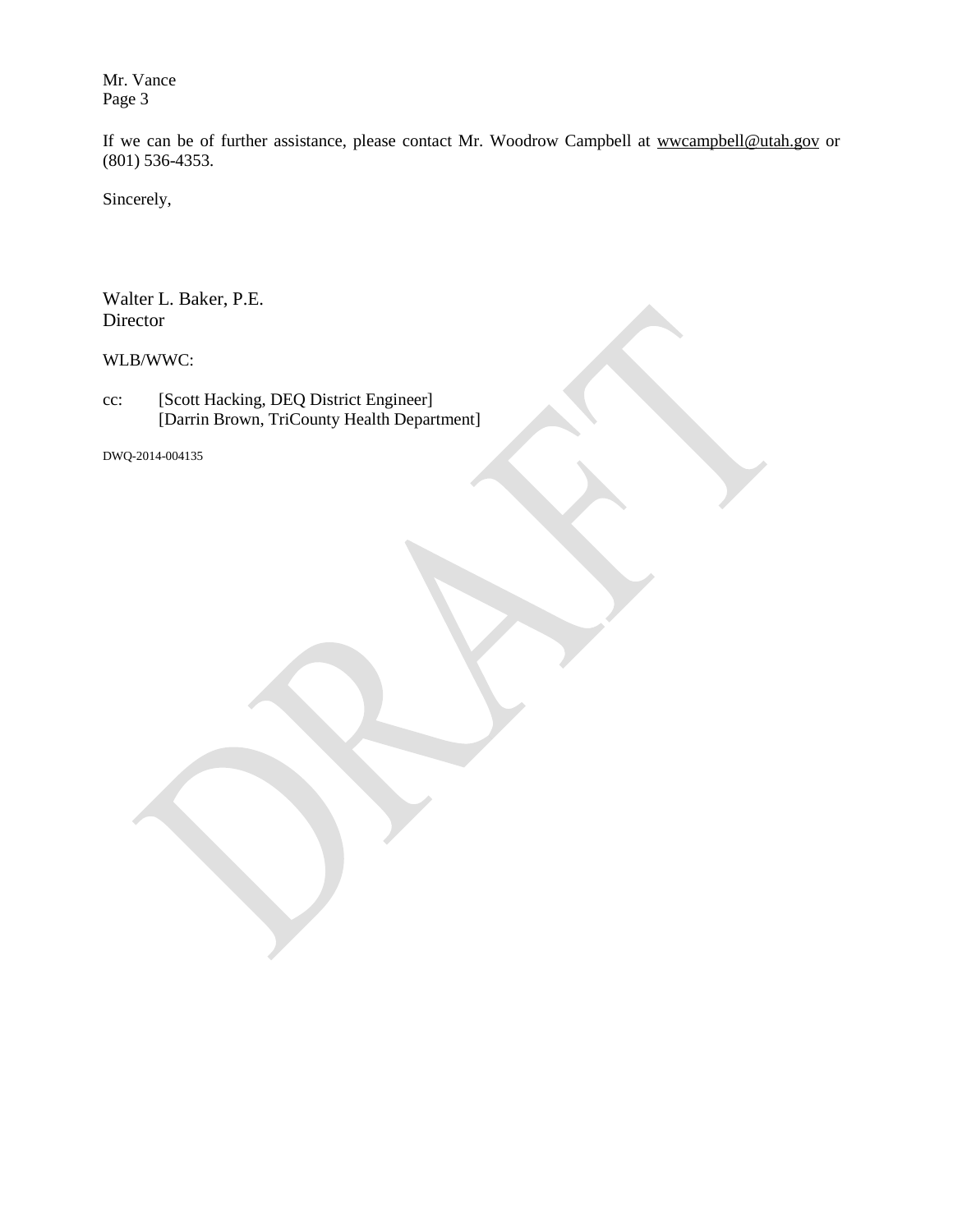If we can be of further assistance, please contact Mr. Woodrow Campbell at wwcampbell@utah.gov or (801) 536-4353.

Sincerely,

Walter L. Baker, P.E.
Director

WLB/WWC:

cc: [Scott Hacking, DEQ District Engineer]
[Darrin Brown, TriCounty Health Department]

DWQ-2014-004135